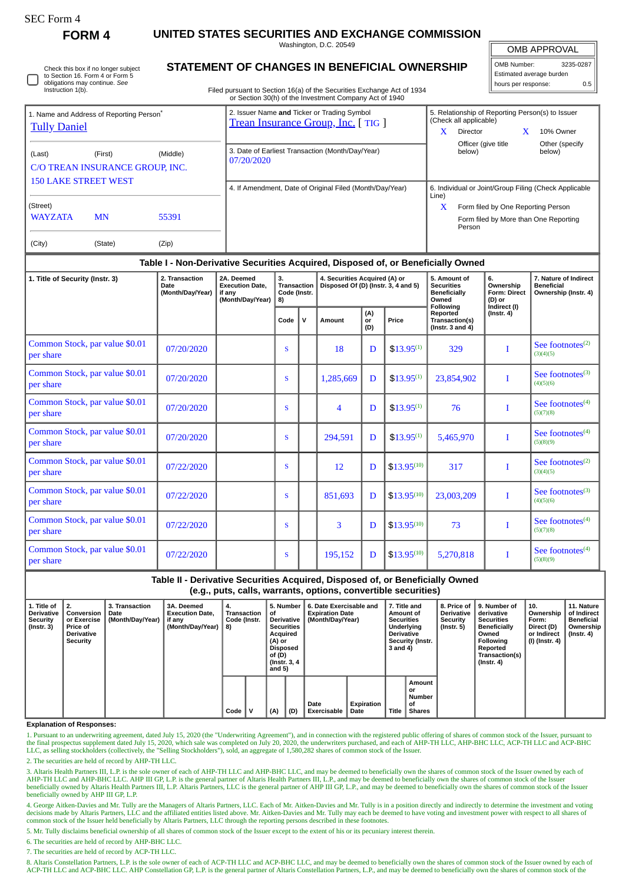SEC Form 4

**FORM 4**

# UNITED STATES SECURITIES AND EXCHANGE COMMISSION

Washington, D.C. 20549

## STATEMENT OF CHANGES IN BENEFICIAL OWNERSHIP

Filed pursuant to Section 16(a) of the Securities Exchange Act of 1934 or Section 30(h) of the Investment Company Act of 1940

| OMB APPROVAL | |
|---|---|
| OMB Number: | 3235-0287 |
| Estimated average burden | |
| hours per response: | 0.5 |

☐ Check this box if no longer subject to Section 16. Form 4 or Form 5 obligations may continue. *See* Instruction 1(b).

| 1. Name and Address of Reporting Person* | 2. Issuer Name **and** Ticker or Trading Symbol | 5. Relationship of Reporting Person(s) to Issuer (Check all applicable) |
|---|---|---|
| Tully Daniel | Trean Insurance Group, Inc. [ TIG ] | X Director; X 10% Owner; Officer (give title below); Other (specify below) |
| (Last) (First) (Middle) C/O TREAN INSURANCE GROUP, INC. 150 LAKE STREET WEST | 3. Date of Earliest Transaction (Month/Day/Year) 07/20/2020 | |
| (Street) WAYZATA MN 55391 | 4. If Amendment, Date of Original Filed (Month/Day/Year) | 6. Individual or Joint/Group Filing (Check Applicable Line) X Form filed by One Reporting Person; Form filed by More than One Reporting Person |
| (City) (State) (Zip) | | |

### Table I - Non-Derivative Securities Acquired, Disposed of, or Beneficially Owned

| 1. Title of Security (Instr. 3) | 2. Transaction Date (Month/Day/Year) | 2A. Deemed Execution Date, if any (Month/Day/Year) | 3. Transaction Code (Instr. 8) Code | V | 4. Securities Acquired (A) or Disposed Of (D) (Instr. 3, 4 and 5) Amount | (A) or (D) | Price | 5. Amount of Securities Beneficially Owned Following Reported Transaction(s) (Instr. 3 and 4) | 6. Ownership Form: Direct (D) or Indirect (I) (Instr. 4) | 7. Nature of Indirect Beneficial Ownership (Instr. 4) |
|---|---|---|---|---|---|---|---|---|---|---|
| Common Stock, par value $0.01 per share | 07/20/2020 | | S | | 18 | D | $13.95[1] | 329 | I | See footnotes[2][3][4][5] |
| Common Stock, par value $0.01 per share | 07/20/2020 | | S | | 1,285,669 | D | $13.95[1] | 23,854,902 | I | See footnotes[3][4][5][6] |
| Common Stock, par value $0.01 per share | 07/20/2020 | | S | | 4 | D | $13.95[1] | 76 | I | See footnotes[4][5][7][8] |
| Common Stock, par value $0.01 per share | 07/20/2020 | | S | | 294,591 | D | $13.95[1] | 5,465,970 | I | See footnotes[4][5][8][9] |
| Common Stock, par value $0.01 per share | 07/22/2020 | | S | | 12 | D | $13.95[10] | 317 | I | See footnotes[2][3][4][5] |
| Common Stock, par value $0.01 per share | 07/22/2020 | | S | | 851,693 | D | $13.95[10] | 23,003,209 | I | See footnotes[3][4][5][6] |
| Common Stock, par value $0.01 per share | 07/22/2020 | | S | | 3 | D | $13.95[10] | 73 | I | See footnotes[4][5][7][8] |
| Common Stock, par value $0.01 per share | 07/22/2020 | | S | | 195,152 | D | $13.95[10] | 5,270,818 | I | See footnotes[4][5][8][9] |

### Table II - Derivative Securities Acquired, Disposed of, or Beneficially Owned (e.g., puts, calls, warrants, options, convertible securities)

| 1. Title of Derivative Security (Instr. 3) | 2. Conversion or Exercise Price of Derivative Security | 3. Transaction Date (Month/Day/Year) | 3A. Deemed Execution Date, if any (Month/Day/Year) | 4. Transaction Code (Instr. 8) Code | V | 5. Number of Derivative Securities Acquired (A) or Disposed of (D) (Instr. 3, 4 and 5) (A) | (D) | 6. Date Exercisable and Expiration Date (Month/Day/Year) Date Exercisable | Expiration Date | 7. Title and Amount of Securities Underlying Derivative Security (Instr. 3 and 4) Title | Amount or Number of Shares | 8. Price of Derivative Security (Instr. 5) | 9. Number of derivative Securities Beneficially Owned Following Reported Transaction(s) (Instr. 4) | 10. Ownership Form: Direct (D) or Indirect (I) (Instr. 4) | 11. Nature of Indirect Beneficial Ownership (Instr. 4) |
|---|---|---|---|---|---|---|---|---|---|---|---|---|---|---|---|

**Explanation of Responses:**

1. Pursuant to an underwriting agreement, dated July 15, 2020 (the "Underwriting Agreement"), and in connection with the registered public offering of shares of common stock of the Issuer, pursuant to the final prospectus supplement dated July 15, 2020, which sale was completed on July 20, 2020, the underwriters purchased, and each of AHP-TH LLC, AHP-BHC LLC, ACP-TH LLC and ACP-BHC LLC, as selling stockholders (collectively, the "Selling Stockholders"), sold, an aggregate of 1,580,282 shares of common stock of the Issuer.

2. The securities are held of record by AHP-TH LLC.

3. Altaris Health Partners III, L.P. is the sole owner of each of AHP-TH LLC and AHP-BHC LLC, and may be deemed to beneficially own the shares of common stock of the Issuer owned by each of AHP-TH LLC and AHP-BHC LLC. AHP III GP, L.P. is the general partner of Altaris Health Partners III, L.P., and may be deemed to beneficially own the shares of common stock of the Issuer beneficially owned by Altaris Health Partners III, L.P. Altaris Partners, LLC is the general partner of AHP III GP, L.P., and may be deemed to beneficially own the shares of common stock of the Issuer beneficially owned by AHP III GP, L.P.

4. George Aitken-Davies and Mr. Tully are the Managers of Altaris Partners, LLC. Each of Mr. Aitken-Davies and Mr. Tully is in a position directly and indirectly to determine the investment and voting decisions made by Altaris Partners, LLC and the affiliated entities listed above. Mr. Aitken-Davies and Mr. Tully may each be deemed to have voting and investment power with respect to all shares of common stock of the Issuer held beneficially by Altaris Partners, LLC through the reporting persons described in these footnotes.

5. Mr. Tully disclaims beneficial ownership of all shares of common stock of the Issuer except to the extent of his or its pecuniary interest therein.

6. The securities are held of record by AHP-BHC LLC.

7. The securities are held of record by ACP-TH LLC.

8. Altaris Constellation Partners, L.P. is the sole owner of each of ACP-TH LLC and ACP-BHC LLC, and may be deemed to beneficially own the shares of common stock of the Issuer owned by each of ACP-TH LLC and ACP-BHC LLC. AHP Constellation GP, L.P. is the general partner of Altaris Constellation Partners, L.P., and may be deemed to beneficially own the shares of common stock of the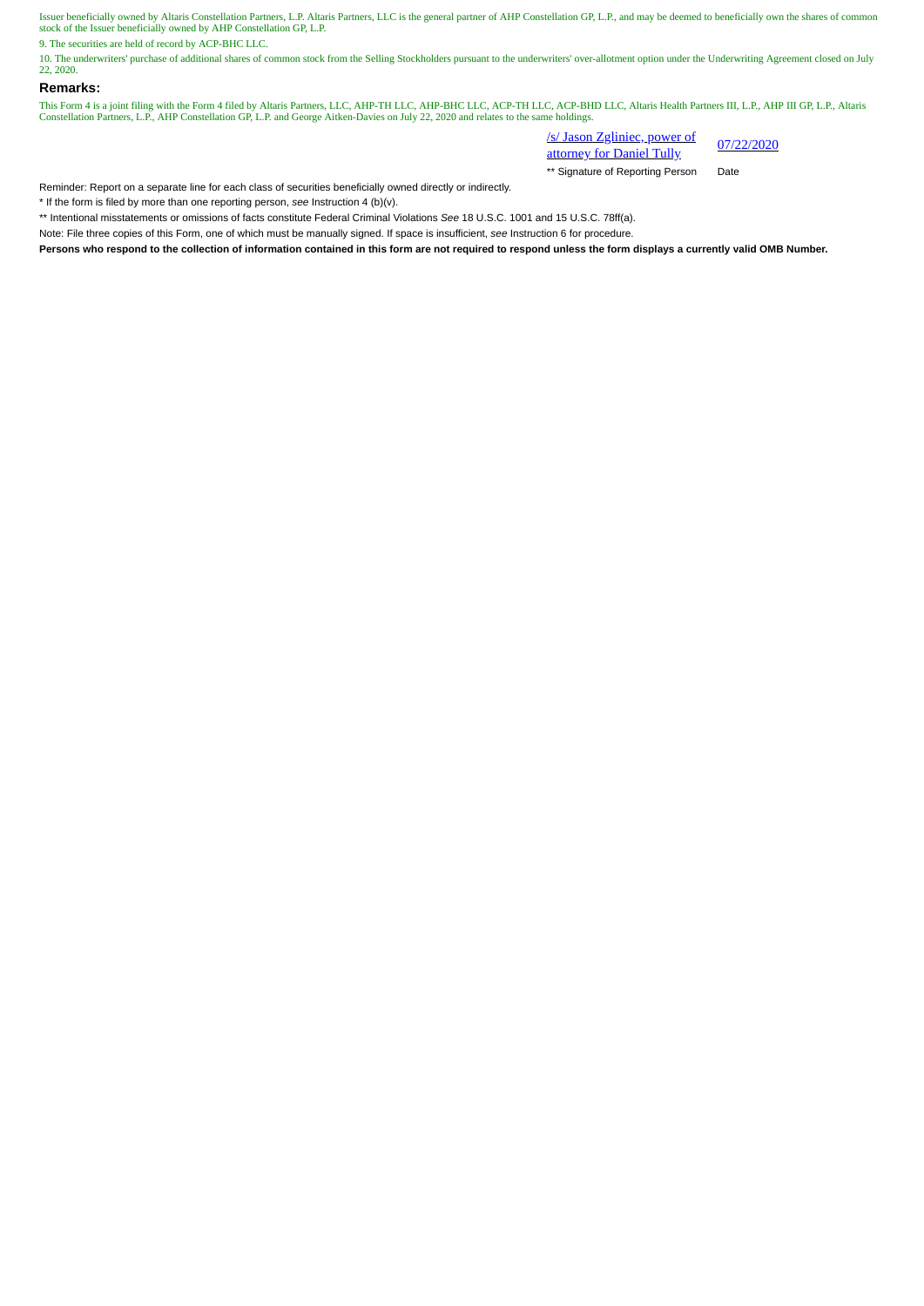Issuer beneficially owned by Altaris Constellation Partners, L.P. Altaris Partners, LLC is the general partner of AHP Constellation GP, L.P., and may be deemed to beneficially own the shares of common stock of the Issuer beneficially owned by AHP Constellation GP, L.P.

9. The securities are held of record by ACP-BHC LLC.

10. The underwriters' purchase of additional shares of common stock from the Selling Stockholders pursuant to the underwriters' over-allotment option under the Underwriting Agreement closed on July 22, 2020.

## Remarks:

This Form 4 is a joint filing with the Form 4 filed by Altaris Partners, LLC, AHP-TH LLC, AHP-BHC LLC, ACP-TH LLC, ACP-BHD LLC, Altaris Health Partners III, L.P., AHP III GP, L.P., Altaris Constellation Partners, L.P., AHP Constellation GP, L.P. and George Aitken-Davies on July 22, 2020 and relates to the same holdings.

| | |
|---|---|
| /s/ Jason Zgliniec, power of attorney for Daniel Tully | 07/22/2020 |
| ** Signature of Reporting Person | Date |

Reminder: Report on a separate line for each class of securities beneficially owned directly or indirectly.

* If the form is filed by more than one reporting person, *see* Instruction 4 (b)(v).

** Intentional misstatements or omissions of facts constitute Federal Criminal Violations *See* 18 U.S.C. 1001 and 15 U.S.C. 78ff(a).

Note: File three copies of this Form, one of which must be manually signed. If space is insufficient, *see* Instruction 6 for procedure.

**Persons who respond to the collection of information contained in this form are not required to respond unless the form displays a currently valid OMB Number.**